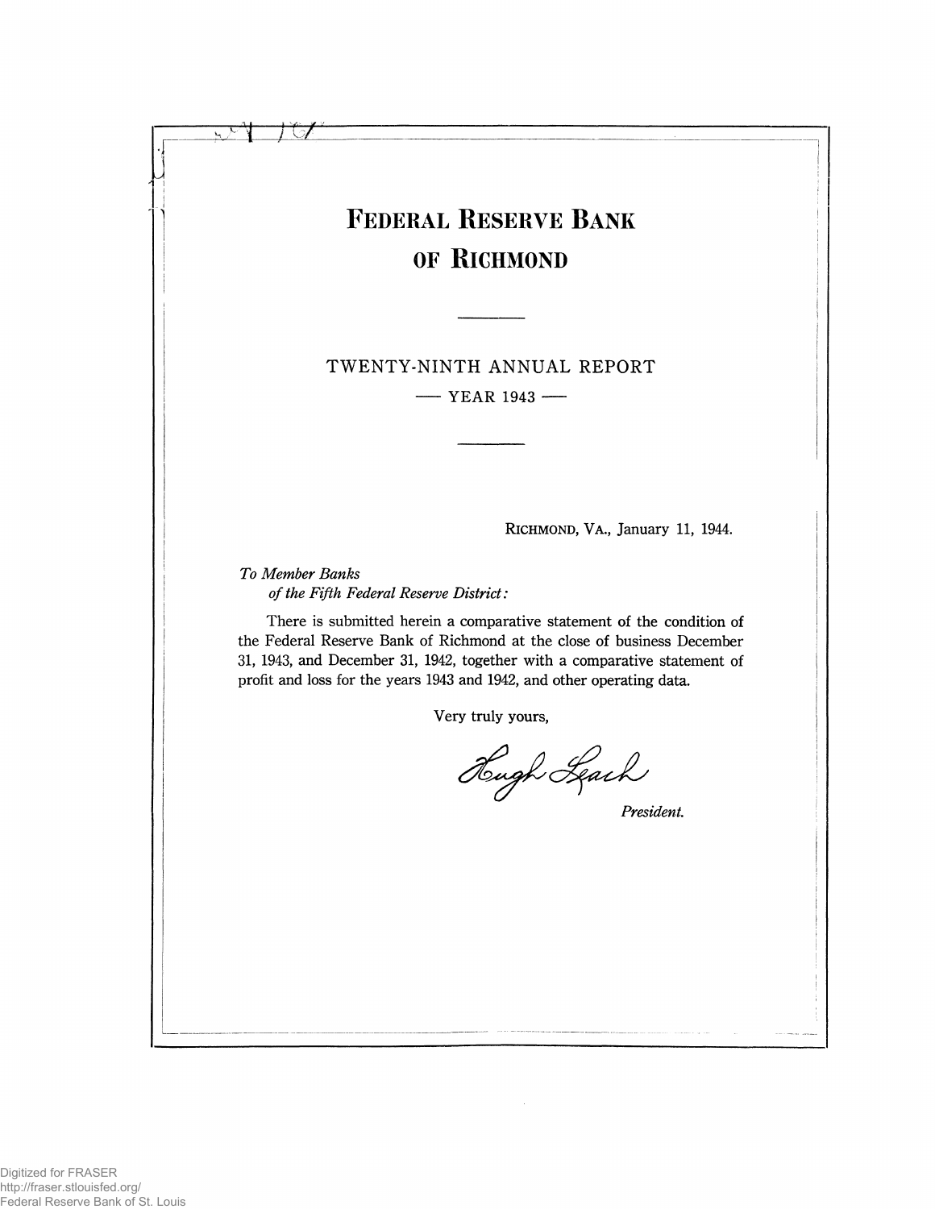# Federal Reserve Bank of Richmond

## TWENTY-NINTH ANNUAL REPORT

### — YEAR 1943 —

RICHMOND, VA., January 11, 1944.

*To Member Banks*
*of the Fifth Federal Reserve District:*

There is submitted herein a comparative statement of the condition of the Federal Reserve Bank of Richmond at the close of business December 31, 1943, and December 31, 1942, together with a comparative statement of profit and loss for the years 1943 and 1942, and other operating data.

Very truly yours,

Hugh Leach

*President.*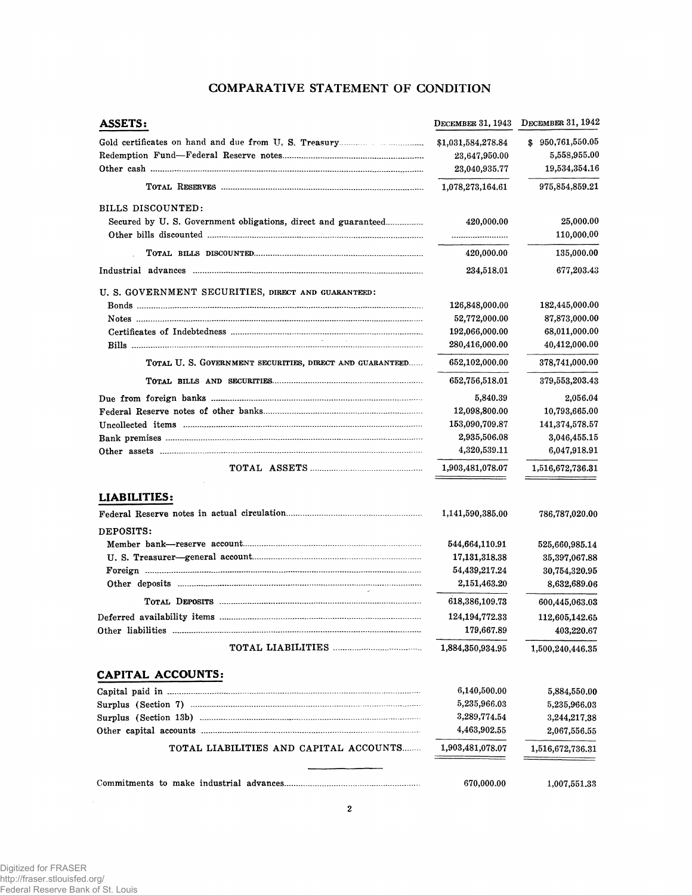# COMPARATIVE STATEMENT OF CONDITION

| ASSETS: | December 31, 1943 | December 31, 1942 |
|---|---|---|
| Gold certificates on hand and due from U. S. Treasury | $1,031,584,278.84 | $ 950,761,550.05 |
| Redemption Fund—Federal Reserve notes | 23,647,950.00 | 5,558,955.00 |
| Other cash | 23,040,935.77 | 19,534,354.16 |
| Total Reserves | 1,078,273,164.61 | 975,854,859.21 |
| BILLS DISCOUNTED: | | |
| Secured by U. S. Government obligations, direct and guaranteed | 420,000.00 | 25,000.00 |
| Other bills discounted | .......................... | 110,000.00 |
| Total bills discounted | 420,000.00 | 135,000.00 |
| Industrial advances | 234,518.01 | 677,203.43 |
| U. S. GOVERNMENT SECURITIES, direct and guaranteed: | | |
| Bonds | 126,848,000.00 | 182,445,000.00 |
| Notes | 52,772,000.00 | 87,873,000.00 |
| Certificates of Indebtedness | 192,066,000.00 | 68,011,000.00 |
| Bills | 280,416,000.00 | 40,412,000.00 |
| Total U. S. Government securities, direct and guaranteed | 652,102,000.00 | 378,741,000.00 |
| Total bills and securities | 652,756,518.01 | 379,553,203.43 |
| Due from foreign banks | 5,840.39 | 2,056.04 |
| Federal Reserve notes of other banks | 12,098,800.00 | 10,793,665.00 |
| Uncollected items | 153,090,709.87 | 141,374,578.57 |
| Bank premises | 2,935,506.08 | 3,046,455.15 |
| Other assets | 4,320,539.11 | 6,047,918.91 |
| TOTAL ASSETS | 1,903,481,078.07 | 1,516,672,736.31 |

| LIABILITIES: | December 31, 1943 | December 31, 1942 |
|---|---|---|
| Federal Reserve notes in actual circulation | 1,141,590,385.00 | 786,787,020.00 |
| DEPOSITS: | | |
| Member bank—reserve account | 544,664,110.91 | 525,660,985.14 |
| U. S. Treasurer—general account | 17,131,318.38 | 35,397,067.88 |
| Foreign | 54,439,217.24 | 30,754,320.95 |
| Other deposits | 2,151,463.20 | 8,632,689.06 |
| Total Deposits | 618,386,109.73 | 600,445,063.03 |
| Deferred availability items | 124,194,772.33 | 112,605,142.65 |
| Other liabilities | 179,667.89 | 403,220.67 |
| TOTAL LIABILITIES | 1,884,350,934.95 | 1,500,240,446.35 |

| CAPITAL ACCOUNTS: | December 31, 1943 | December 31, 1942 |
|---|---|---|
| Capital paid in | 6,140,500.00 | 5,884,550.00 |
| Surplus (Section 7) | 5,235,966.03 | 5,235,966.03 |
| Surplus (Section 13b) | 3,289,774.54 | 3,244,217.38 |
| Other capital accounts | 4,463,902.55 | 2,067,556.55 |
| TOTAL LIABILITIES AND CAPITAL ACCOUNTS | 1,903,481,078.07 | 1,516,672,736.31 |

| | December 31, 1943 | December 31, 1942 |
|---|---|---|
| Commitments to make industrial advances | 670,000.00 | 1,007,551.33 |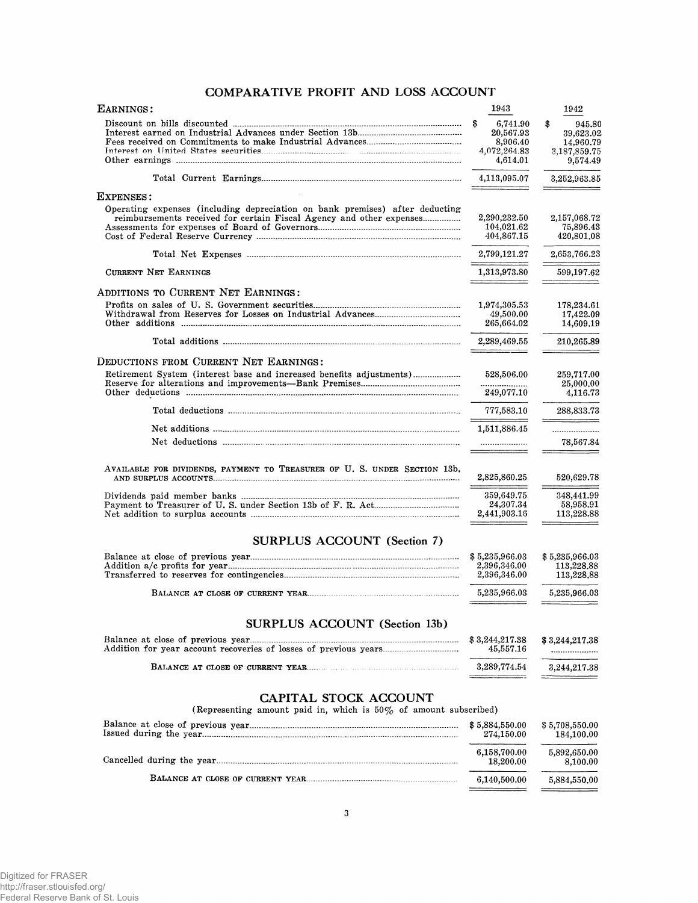## COMPARATIVE PROFIT AND LOSS ACCOUNT

| EARNINGS: | 1943 | 1942 |
|---|---|---|
| Discount on bills discounted | $ 6,741.90 | $ 945.80 |
| Interest earned on Industrial Advances under Section 13b | 20,567.93 | 39,623.02 |
| Fees received on Commitments to make Industrial Advances | 8,906.40 | 14,960.79 |
| Interest on United States securities | 4,072,264.83 | 3,187,859.75 |
| Other earnings | 4,614.01 | 9,574.49 |
| Total Current Earnings | 4,113,095.07 | 3,252,963.85 |
| **EXPENSES:** | | |
| Operating expenses (including depreciation on bank premises) after deducting reimbursements received for certain Fiscal Agency and other expenses | 2,290,232.50 | 2,157,068.72 |
| Assessments for expenses of Board of Governors | 104,021.62 | 75,896.43 |
| Cost of Federal Reserve Currency | 404,867.15 | 420,801.08 |
| Total Net Expenses | 2,799,121.27 | 2,653,766.23 |
| CURRENT NET EARNINGS | 1,313,973.80 | 599,197.62 |
| **ADDITIONS TO CURRENT NET EARNINGS:** | | |
| Profits on sales of U. S. Government securities | 1,974,305.53 | 178,234.61 |
| Withdrawal from Reserves for Losses on Industrial Advances | 49,500.00 | 17,422.09 |
| Other additions | 265,664.02 | 14,609.19 |
| Total additions | 2,289,469.55 | 210,265.89 |
| **DEDUCTIONS FROM CURRENT NET EARNINGS:** | | |
| Retirement System (interest base and increased benefits adjustments) | 528,506.00 | 259,717.00 |
| Reserve for alterations and improvements—Bank Premises | .................... | 25,000.00 |
| Other deductions | 249,077.10 | 4,116.73 |
| Total deductions | 777,583.10 | 288,833.73 |
| Net additions | 1,511,886.45 | .................... |
| Net deductions | .................... | 78,567.84 |
| AVAILABLE FOR DIVIDENDS, PAYMENT TO TREASURER OF U. S. UNDER SECTION 13b, AND SURPLUS ACCOUNTS | 2,825,860.25 | 520,629.78 |
| Dividends paid member banks | 359,649.75 | 348,441.99 |
| Payment to Treasurer of U. S. under Section 13b of F. R. Act | 24,307.34 | 58,958.91 |
| Net addition to surplus accounts | 2,441,903.16 | 113,228.88 |

## SURPLUS ACCOUNT (Section 7)

| | 1943 | 1942 |
|---|---|---|
| Balance at close of previous year | $ 5,235,966.03 | $ 5,235,966.03 |
| Addition a/c profits for year | 2,396,346.00 | 113,228.88 |
| Transferred to reserves for contingencies | 2,396,346.00 | 113,228.88 |
| BALANCE AT CLOSE OF CURRENT YEAR | 5,235,966.03 | 5,235,966.03 |

## SURPLUS ACCOUNT (Section 13b)

| | 1943 | 1942 |
|---|---|---|
| Balance at close of previous year | $ 3,244,217.38 | $ 3,244,217.38 |
| Addition for year account recoveries of losses of previous years | 45,557.16 | .................... |
| BALANCE AT CLOSE OF CURRENT YEAR | 3,289,774.54 | 3,244,217.38 |

## CAPITAL STOCK ACCOUNT

(Representing amount paid in, which is 50% of amount subscribed)

| | 1943 | 1942 |
|---|---|---|
| Balance at close of previous year | $ 5,884,550.00 | $ 5,708,550.00 |
| Issued during the year | 274,150.00 | 184,100.00 |
| | 6,158,700.00 | 5,892,650.00 |
| Cancelled during the year | 18,200.00 | 8,100.00 |
| BALANCE AT CLOSE OF CURRENT YEAR | 6,140,500.00 | 5,884,550.00 |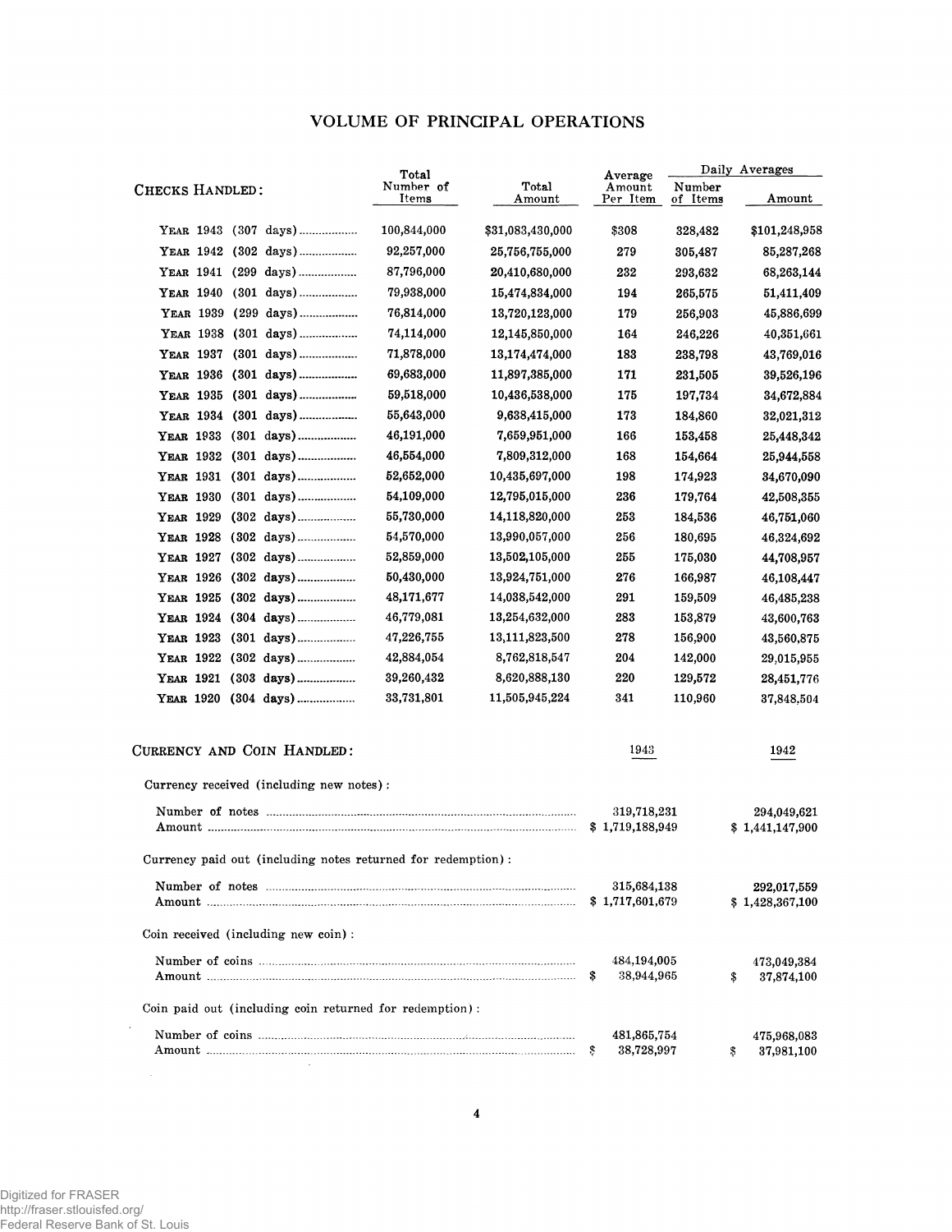## VOLUME OF PRINCIPAL OPERATIONS

| CHECKS HANDLED: | Total Number of Items | Total Amount | Average Amount Per Item | Daily Averages | |
|---|---|---|---|---|---|
| | | | | Number of Items | Amount |
| YEAR 1943 (307 days) | 100,844,000 | $31,083,430,000 | $308 | 328,482 | $101,248,958 |
| YEAR 1942 (302 days) | 92,257,000 | 25,756,755,000 | 279 | 305,487 | 85,287,268 |
| YEAR 1941 (299 days) | 87,796,000 | 20,410,680,000 | 232 | 293,632 | 68,263,144 |
| YEAR 1940 (301 days) | 79,938,000 | 15,474,834,000 | 194 | 265,575 | 51,411,409 |
| YEAR 1939 (299 days) | 76,814,000 | 13,720,123,000 | 179 | 256,903 | 45,886,699 |
| YEAR 1938 (301 days) | 74,114,000 | 12,145,850,000 | 164 | 246,226 | 40,351,661 |
| YEAR 1937 (301 days) | 71,878,000 | 13,174,474,000 | 183 | 238,798 | 43,769,016 |
| YEAR 1936 (301 days) | 69,683,000 | 11,897,385,000 | 171 | 231,505 | 39,526,196 |
| YEAR 1935 (301 days) | 59,518,000 | 10,436,538,000 | 175 | 197,734 | 34,672,884 |
| YEAR 1934 (301 days) | 55,643,000 | 9,638,415,000 | 173 | 184,860 | 32,021,312 |
| YEAR 1933 (301 days) | 46,191,000 | 7,659,951,000 | 166 | 153,458 | 25,448,342 |
| YEAR 1932 (301 days) | 46,554,000 | 7,809,312,000 | 168 | 154,664 | 25,944,558 |
| YEAR 1931 (301 days) | 52,652,000 | 10,435,697,000 | 198 | 174,923 | 34,670,090 |
| YEAR 1930 (301 days) | 54,109,000 | 12,795,015,000 | 236 | 179,764 | 42,508,355 |
| YEAR 1929 (302 days) | 55,730,000 | 14,118,820,000 | 253 | 184,536 | 46,751,060 |
| YEAR 1928 (302 days) | 54,570,000 | 13,990,057,000 | 256 | 180,695 | 46,324,692 |
| YEAR 1927 (302 days) | 52,859,000 | 13,502,105,000 | 255 | 175,030 | 44,708,957 |
| YEAR 1926 (302 days) | 50,430,000 | 13,924,751,000 | 276 | 166,987 | 46,108,447 |
| YEAR 1925 (302 days) | 48,171,677 | 14,038,542,000 | 291 | 159,509 | 46,485,238 |
| YEAR 1924 (304 days) | 46,779,081 | 13,254,632,000 | 283 | 153,879 | 43,600,763 |
| YEAR 1923 (301 days) | 47,226,755 | 13,111,823,500 | 278 | 156,900 | 43,560,875 |
| YEAR 1922 (302 days) | 42,884,054 | 8,762,818,547 | 204 | 142,000 | 29,015,955 |
| YEAR 1921 (303 days) | 39,260,432 | 8,620,888,130 | 220 | 129,572 | 28,451,776 |
| YEAR 1920 (304 days) | 33,731,801 | 11,505,945,224 | 341 | 110,960 | 37,848,504 |

| CURRENCY AND COIN HANDLED: | 1943 | 1942 |
|---|---|---|
| **Currency received (including new notes):** | | |
| Number of notes | 319,718,231 | 294,049,621 |
| Amount | $ 1,719,188,949 | $ 1,441,147,900 |
| **Currency paid out (including notes returned for redemption):** | | |
| Number of notes | 315,684,138 | 292,017,559 |
| Amount | $ 1,717,601,679 | $ 1,428,367,100 |
| **Coin received (including new coin):** | | |
| Number of coins | 484,194,005 | 473,049,384 |
| Amount | $ 38,944,965 | $ 37,874,100 |
| **Coin paid out (including coin returned for redemption):** | | |
| Number of coins | 481,865,754 | 475,968,083 |
| Amount | $ 38,728,997 | $ 37,981,100 |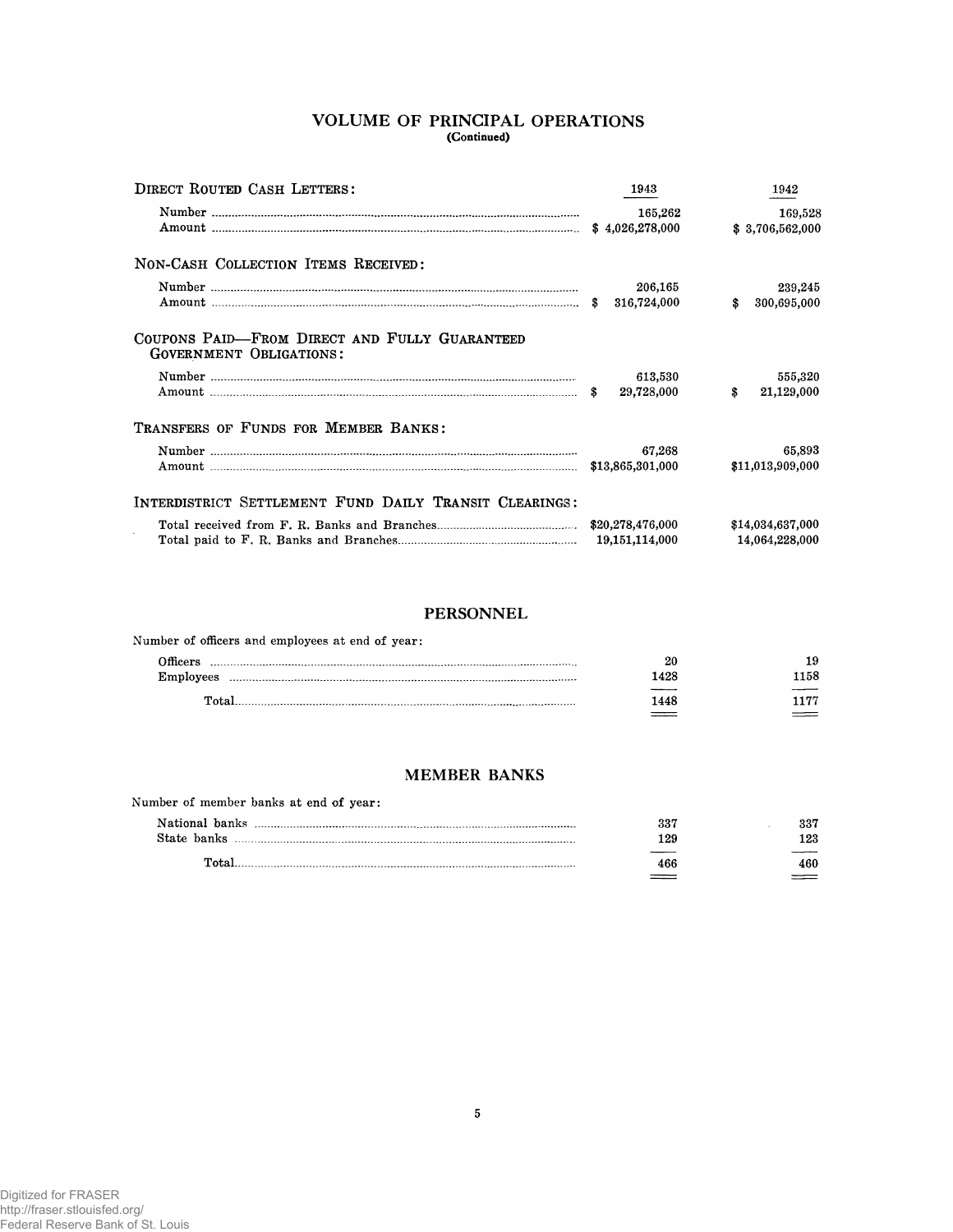## VOLUME OF PRINCIPAL OPERATIONS
(Continued)

| | 1943 | 1942 |
|---|---|---|
| **DIRECT ROUTED CASH LETTERS:** | | |
| Number | 165,262 | 169,528 |
| Amount | $ 4,026,278,000 | $ 3,706,562,000 |
| **NON-CASH COLLECTION ITEMS RECEIVED:** | | |
| Number | 206,165 | 239,245 |
| Amount | $ 316,724,000 | $ 300,695,000 |
| **COUPONS PAID—FROM DIRECT AND FULLY GUARANTEED GOVERNMENT OBLIGATIONS:** | | |
| Number | 613,530 | 555,320 |
| Amount | $ 29,728,000 | $ 21,129,000 |
| **TRANSFERS OF FUNDS FOR MEMBER BANKS:** | | |
| Number | 67,268 | 65,893 |
| Amount | $13,865,301,000 | $11,013,909,000 |
| **INTERDISTRICT SETTLEMENT FUND DAILY TRANSIT CLEARINGS:** | | |
| Total received from F. R. Banks and Branches | $20,278,476,000 | $14,034,637,000 |
| Total paid to F. R. Banks and Branches | 19,151,114,000 | 14,064,228,000 |

## PERSONNEL

Number of officers and employees at end of year:

| | 1943 | 1942 |
|---|---|---|
| Officers | 20 | 19 |
| Employees | 1428 | 1158 |
| Total | 1448 | 1177 |

## MEMBER BANKS

Number of member banks at end of year:

| | 1943 | 1942 |
|---|---|---|
| National banks | 337 | 337 |
| State banks | 129 | 123 |
| Total | 466 | 460 |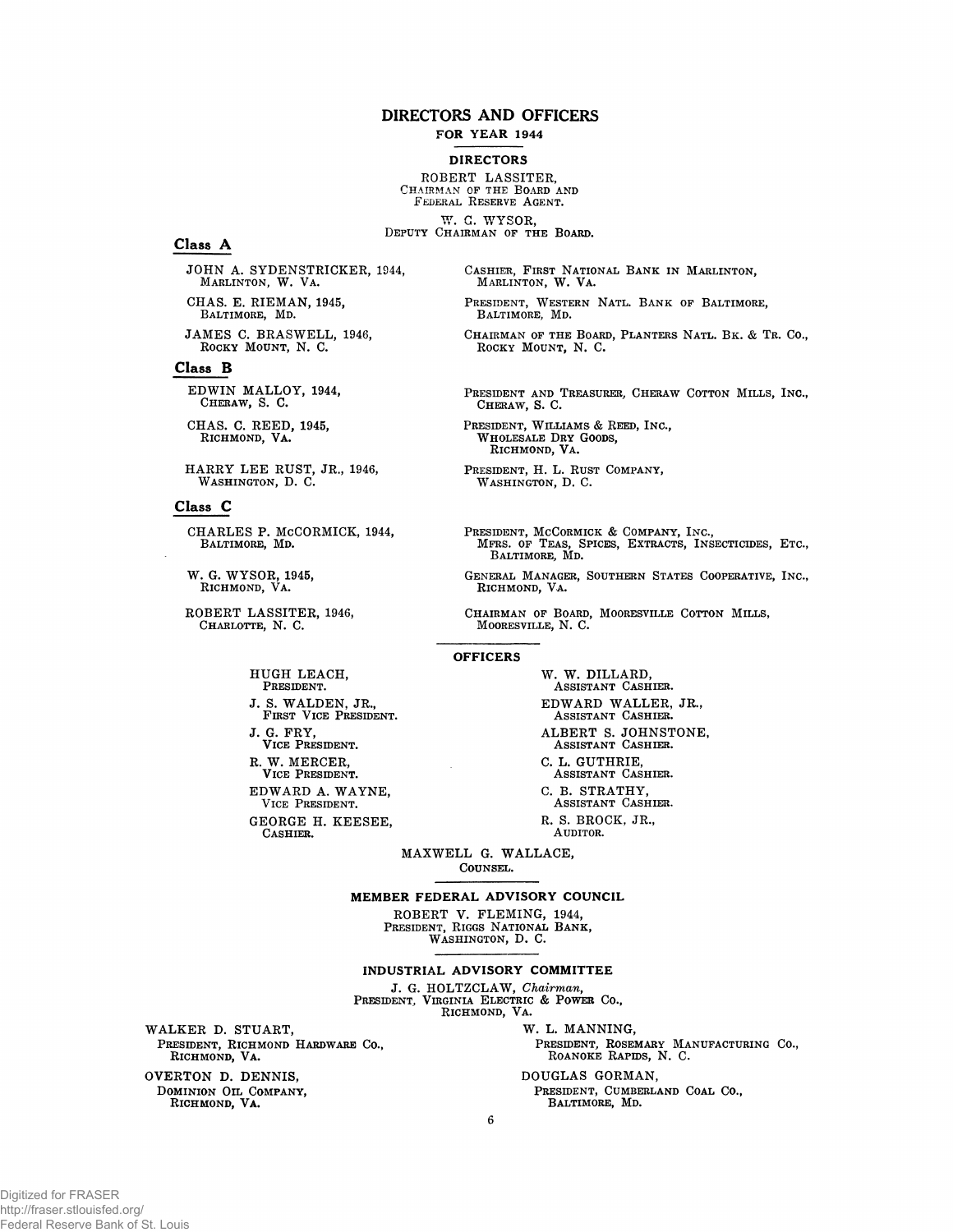# DIRECTORS AND OFFICERS

## FOR YEAR 1944

### DIRECTORS

ROBERT LASSITER,
CHAIRMAN OF THE BOARD AND
FEDERAL RESERVE AGENT.

W. G. WYSOR,
DEPUTY CHAIRMAN OF THE BOARD.

### Class A

JOHN A. SYDENSTRICKER, 1944, MARLINTON, W. VA. — CASHIER, FIRST NATIONAL BANK IN MARLINTON, MARLINTON, W. VA.

CHAS. E. RIEMAN, 1945, BALTIMORE, MD. — PRESIDENT, WESTERN NATL. BANK OF BALTIMORE, BALTIMORE, MD.

JAMES C. BRASWELL, 1946, ROCKY MOUNT, N. C. — CHAIRMAN OF THE BOARD, PLANTERS NATL. BK. & TR. CO., ROCKY MOUNT, N. C.

### Class B

EDWIN MALLOY, 1944, CHERAW, S. C. — PRESIDENT AND TREASURER, CHERAW COTTON MILLS, INC., CHERAW, S. C.

CHAS. C. REED, 1945, RICHMOND, VA. — PRESIDENT, WILLIAMS & REED, INC., WHOLESALE DRY GOODS, RICHMOND, VA.

HARRY LEE RUST, JR., 1946, WASHINGTON, D. C. — PRESIDENT, H. L. RUST COMPANY, WASHINGTON, D. C.

### Class C

CHARLES P. McCORMICK, 1944, BALTIMORE, MD. — PRESIDENT, McCORMICK & COMPANY, INC., MFRS. OF TEAS, SPICES, EXTRACTS, INSECTICIDES, ETC., BALTIMORE, MD.

W. G. WYSOR, 1945, RICHMOND, VA. — GENERAL MANAGER, SOUTHERN STATES COOPERATIVE, INC., RICHMOND, VA.

ROBERT LASSITER, 1946, CHARLOTTE, N. C. — CHAIRMAN OF BOARD, MOORESVILLE COTTON MILLS, MOORESVILLE, N. C.

### OFFICERS

HUGH LEACH,
PRESIDENT.

J. S. WALDEN, JR.,
FIRST VICE PRESIDENT.

J. G. FRY,
VICE PRESIDENT.

R. W. MERCER,
VICE PRESIDENT.

EDWARD A. WAYNE,
VICE PRESIDENT.

GEORGE H. KEESEE,
CASHIER.

W. W. DILLARD,
ASSISTANT CASHIER.

EDWARD WALLER, JR.,
ASSISTANT CASHIER.

ALBERT S. JOHNSTONE,
ASSISTANT CASHIER.

C. L. GUTHRIE,
ASSISTANT CASHIER.

C. B. STRATHY,
ASSISTANT CASHIER.

R. S. BROCK, JR.,
AUDITOR.

MAXWELL G. WALLACE,
COUNSEL.

### MEMBER FEDERAL ADVISORY COUNCIL

ROBERT V. FLEMING, 1944,
PRESIDENT, RIGGS NATIONAL BANK,
WASHINGTON, D. C.

### INDUSTRIAL ADVISORY COMMITTEE

J. G. HOLTZCLAW, *Chairman*,
PRESIDENT, VIRGINIA ELECTRIC & POWER CO.,
RICHMOND, VA.

WALKER D. STUART,
PRESIDENT, RICHMOND HARDWARE CO.,
RICHMOND, VA.

OVERTON D. DENNIS,
DOMINION OIL COMPANY,
RICHMOND, VA.

W. L. MANNING,
PRESIDENT, ROSEMARY MANUFACTURING CO.,
ROANOKE RAPIDS, N. C.

DOUGLAS GORMAN,
PRESIDENT, CUMBERLAND COAL CO.,
BALTIMORE, MD.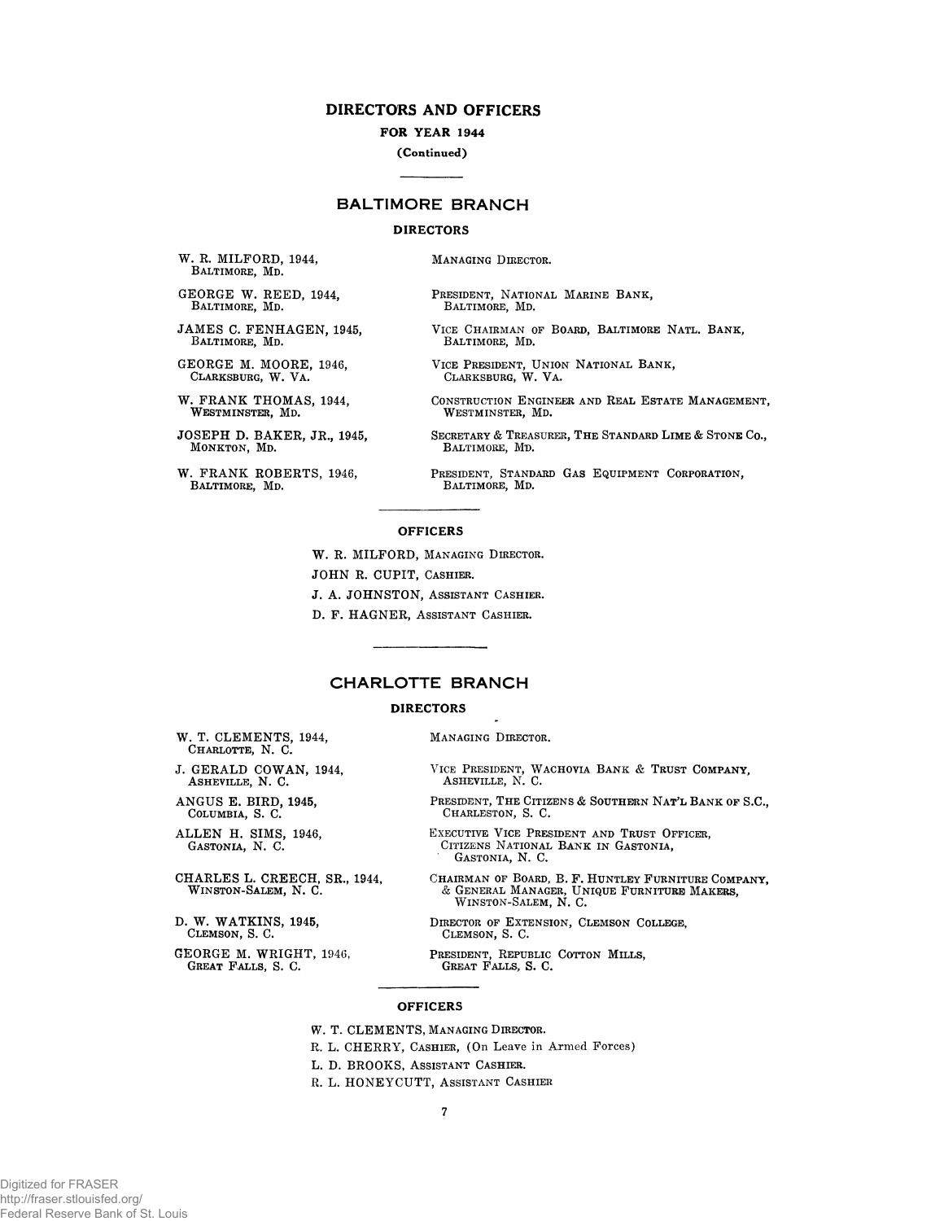## DIRECTORS AND OFFICERS

**FOR YEAR 1944**

**(Continued)**

## BALTIMORE BRANCH

### DIRECTORS

| | |
|---|---|
| W. R. MILFORD, 1944, Baltimore, Md. | Managing Director. |
| GEORGE W. REED, 1944, Baltimore, Md. | President, National Marine Bank, Baltimore, Md. |
| JAMES C. FENHAGEN, 1945, Baltimore, Md. | Vice Chairman of Board, Baltimore Natl. Bank, Baltimore, Md. |
| GEORGE M. MOORE, 1946, Clarksburg, W. Va. | Vice President, Union National Bank, Clarksburg, W. Va. |
| W. FRANK THOMAS, 1944, Westminster, Md. | Construction Engineer and Real Estate Management, Westminster, Md. |
| JOSEPH D. BAKER, JR., 1945, Monkton, Md. | Secretary & Treasurer, The Standard Lime & Stone Co., Baltimore, Md. |
| W. FRANK ROBERTS, 1946, Baltimore, Md. | President, Standard Gas Equipment Corporation, Baltimore, Md. |

### OFFICERS

W. R. MILFORD, Managing Director.

JOHN R. CUPIT, Cashier.

J. A. JOHNSTON, Assistant Cashier.

D. F. HAGNER, Assistant Cashier.

## CHARLOTTE BRANCH

### DIRECTORS

| | |
|---|---|
| W. T. CLEMENTS, 1944, Charlotte, N. C. | Managing Director. |
| J. GERALD COWAN, 1944, Asheville, N. C. | Vice President, Wachovia Bank & Trust Company, Asheville, N. C. |
| ANGUS E. BIRD, 1945, Columbia, S. C. | President, The Citizens & Southern Nat'l Bank of S.C., Charleston, S. C. |
| ALLEN H. SIMS, 1946, Gastonia, N. C. | Executive Vice President and Trust Officer, Citizens National Bank in Gastonia, Gastonia, N. C. |
| CHARLES L. CREECH, SR., 1944, Winston-Salem, N. C. | Chairman of Board, B. F. Huntley Furniture Company, & General Manager, Unique Furniture Makers, Winston-Salem, N. C. |
| D. W. WATKINS, 1945, Clemson, S. C. | Director of Extension, Clemson College, Clemson, S. C. |
| GEORGE M. WRIGHT, 1946, Great Falls, S. C. | President, Republic Cotton Mills, Great Falls, S. C. |

### OFFICERS

W. T. CLEMENTS, Managing Director.

R. L. CHERRY, Cashier, (On Leave in Armed Forces)

L. D. BROOKS, Assistant Cashier.

R. L. HONEYCUTT, Assistant Cashier